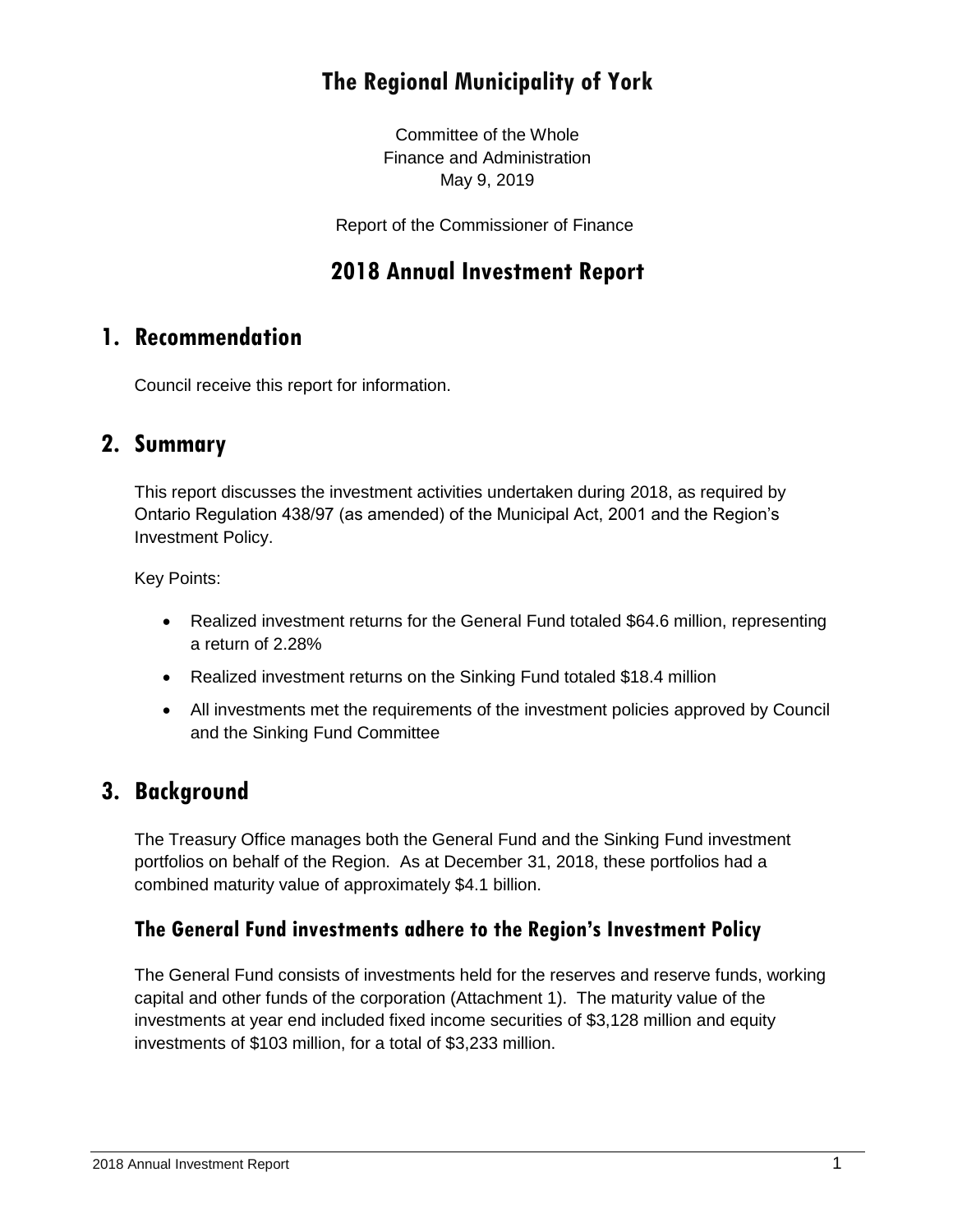# The Regional Municipality of York

Committee of the Whole
Finance and Administration
May 9, 2019

Report of the Commissioner of Finance

## 2018 Annual Investment Report

## 1. Recommendation

Council receive this report for information.

## 2. Summary

This report discusses the investment activities undertaken during 2018, as required by Ontario Regulation 438/97 (as amended) of the Municipal Act, 2001 and the Region's Investment Policy.

Key Points:

- Realized investment returns for the General Fund totaled $64.6 million, representing a return of 2.28%
- Realized investment returns on the Sinking Fund totaled $18.4 million
- All investments met the requirements of the investment policies approved by Council and the Sinking Fund Committee

## 3. Background

The Treasury Office manages both the General Fund and the Sinking Fund investment portfolios on behalf of the Region. As at December 31, 2018, these portfolios had a combined maturity value of approximately $4.1 billion.

### The General Fund investments adhere to the Region's Investment Policy

The General Fund consists of investments held for the reserves and reserve funds, working capital and other funds of the corporation (Attachment 1). The maturity value of the investments at year end included fixed income securities of $3,128 million and equity investments of $103 million, for a total of $3,233 million.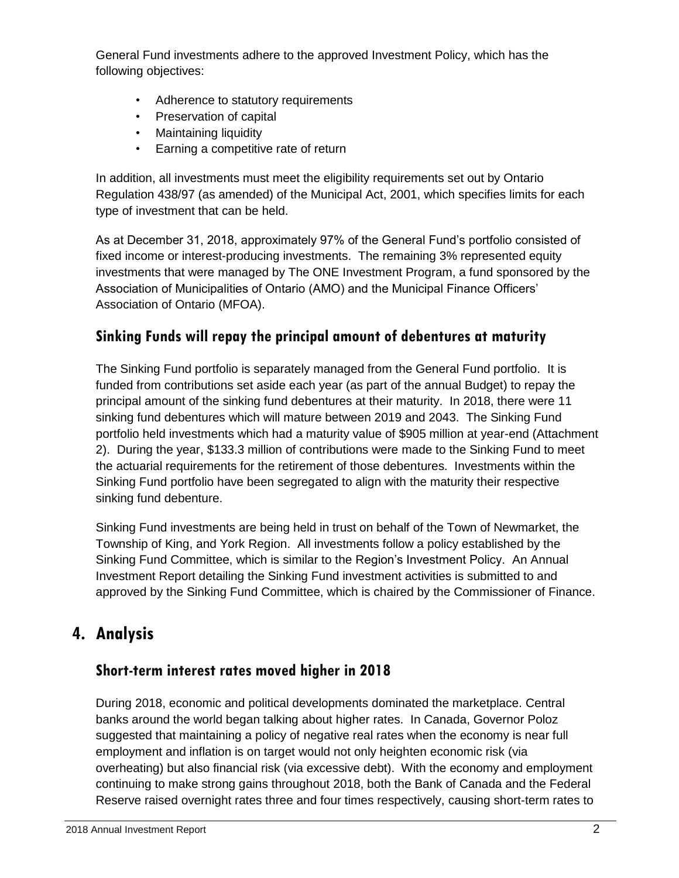General Fund investments adhere to the approved Investment Policy, which has the following objectives:

- Adherence to statutory requirements
- Preservation of capital
- Maintaining liquidity
- Earning a competitive rate of return

In addition, all investments must meet the eligibility requirements set out by Ontario Regulation 438/97 (as amended) of the Municipal Act, 2001, which specifies limits for each type of investment that can be held.

As at December 31, 2018, approximately 97% of the General Fund's portfolio consisted of fixed income or interest-producing investments. The remaining 3% represented equity investments that were managed by The ONE Investment Program, a fund sponsored by the Association of Municipalities of Ontario (AMO) and the Municipal Finance Officers' Association of Ontario (MFOA).

### Sinking Funds will repay the principal amount of debentures at maturity

The Sinking Fund portfolio is separately managed from the General Fund portfolio. It is funded from contributions set aside each year (as part of the annual Budget) to repay the principal amount of the sinking fund debentures at their maturity. In 2018, there were 11 sinking fund debentures which will mature between 2019 and 2043. The Sinking Fund portfolio held investments which had a maturity value of $905 million at year-end (Attachment 2). During the year, $133.3 million of contributions were made to the Sinking Fund to meet the actuarial requirements for the retirement of those debentures. Investments within the Sinking Fund portfolio have been segregated to align with the maturity their respective sinking fund debenture.

Sinking Fund investments are being held in trust on behalf of the Town of Newmarket, the Township of King, and York Region. All investments follow a policy established by the Sinking Fund Committee, which is similar to the Region's Investment Policy. An Annual Investment Report detailing the Sinking Fund investment activities is submitted to and approved by the Sinking Fund Committee, which is chaired by the Commissioner of Finance.

## 4. Analysis

### Short-term interest rates moved higher in 2018

During 2018, economic and political developments dominated the marketplace. Central banks around the world began talking about higher rates. In Canada, Governor Poloz suggested that maintaining a policy of negative real rates when the economy is near full employment and inflation is on target would not only heighten economic risk (via overheating) but also financial risk (via excessive debt). With the economy and employment continuing to make strong gains throughout 2018, both the Bank of Canada and the Federal Reserve raised overnight rates three and four times respectively, causing short-term rates to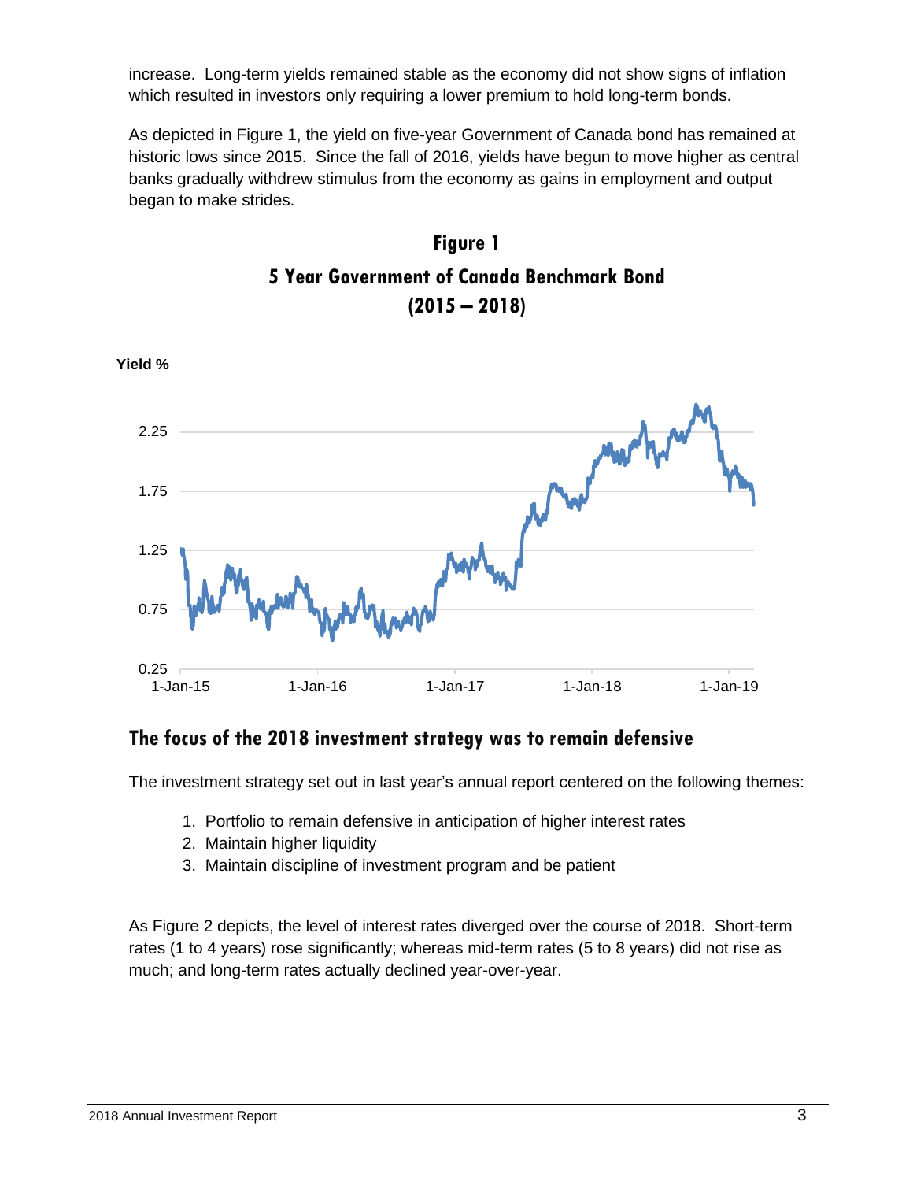increase. Long-term yields remained stable as the economy did not show signs of inflation which resulted in investors only requiring a lower premium to hold long-term bonds.

As depicted in Figure 1, the yield on five-year Government of Canada bond has remained at historic lows since 2015. Since the fall of 2016, yields have begun to move higher as central banks gradually withdrew stimulus from the economy as gains in employment and output began to make strides.

**Figure 1**

**5 Year Government of Canada Benchmark Bond**

**(2015 – 2018)**

## The focus of the 2018 investment strategy was to remain defensive

The investment strategy set out in last year's annual report centered on the following themes:

1. Portfolio to remain defensive in anticipation of higher interest rates
2. Maintain higher liquidity
3. Maintain discipline of investment program and be patient

As Figure 2 depicts, the level of interest rates diverged over the course of 2018. Short-term rates (1 to 4 years) rose significantly; whereas mid-term rates (5 to 8 years) did not rise as much; and long-term rates actually declined year-over-year.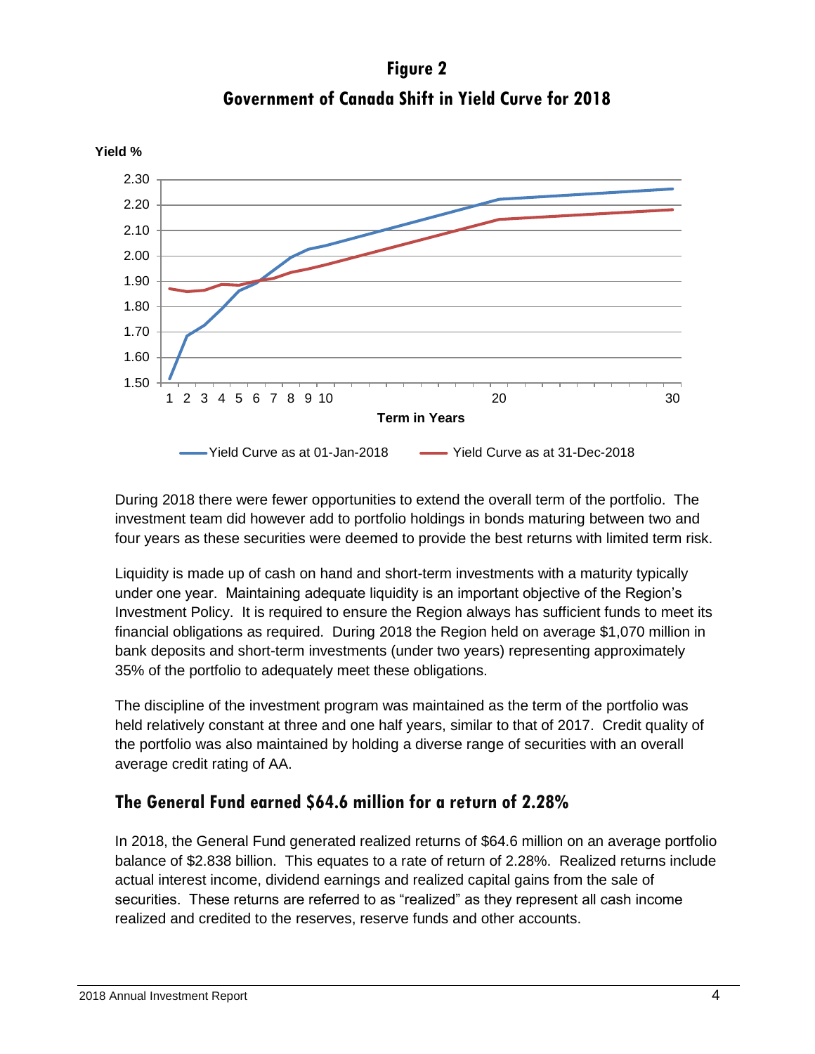## Figure 2

## Government of Canada Shift in Yield Curve for 2018

During 2018 there were fewer opportunities to extend the overall term of the portfolio. The investment team did however add to portfolio holdings in bonds maturing between two and four years as these securities were deemed to provide the best returns with limited term risk.

Liquidity is made up of cash on hand and short-term investments with a maturity typically under one year. Maintaining adequate liquidity is an important objective of the Region's Investment Policy. It is required to ensure the Region always has sufficient funds to meet its financial obligations as required. During 2018 the Region held on average $1,070 million in bank deposits and short-term investments (under two years) representing approximately 35% of the portfolio to adequately meet these obligations.

The discipline of the investment program was maintained as the term of the portfolio was held relatively constant at three and one half years, similar to that of 2017. Credit quality of the portfolio was also maintained by holding a diverse range of securities with an overall average credit rating of AA.

## The General Fund earned $64.6 million for a return of 2.28%

In 2018, the General Fund generated realized returns of $64.6 million on an average portfolio balance of $2.838 billion. This equates to a rate of return of 2.28%. Realized returns include actual interest income, dividend earnings and realized capital gains from the sale of securities. These returns are referred to as "realized" as they represent all cash income realized and credited to the reserves, reserve funds and other accounts.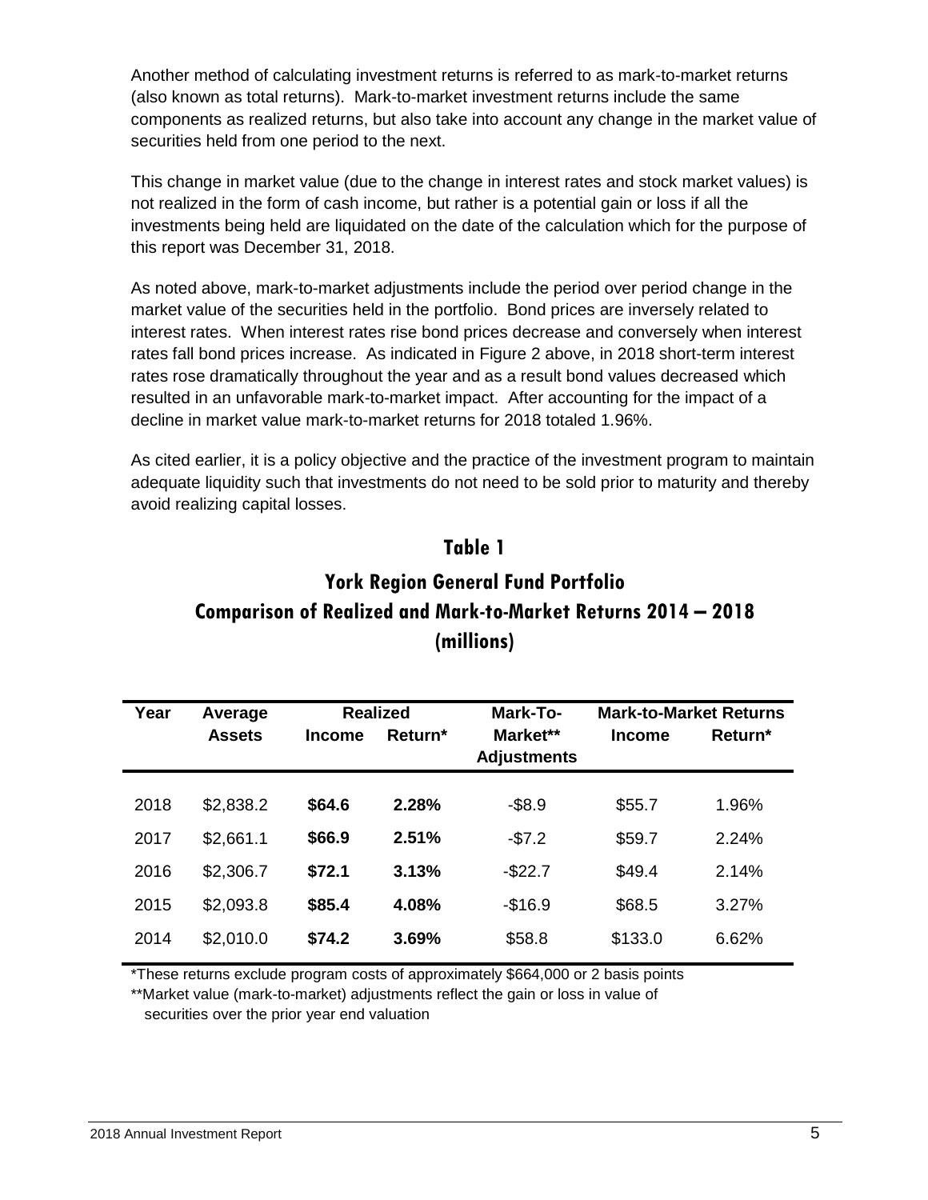Another method of calculating investment returns is referred to as mark-to-market returns (also known as total returns). Mark-to-market investment returns include the same components as realized returns, but also take into account any change in the market value of securities held from one period to the next.

This change in market value (due to the change in interest rates and stock market values) is not realized in the form of cash income, but rather is a potential gain or loss if all the investments being held are liquidated on the date of the calculation which for the purpose of this report was December 31, 2018.

As noted above, mark-to-market adjustments include the period over period change in the market value of the securities held in the portfolio. Bond prices are inversely related to interest rates. When interest rates rise bond prices decrease and conversely when interest rates fall bond prices increase. As indicated in Figure 2 above, in 2018 short-term interest rates rose dramatically throughout the year and as a result bond values decreased which resulted in an unfavorable mark-to-market impact. After accounting for the impact of a decline in market value mark-to-market returns for 2018 totaled 1.96%.

As cited earlier, it is a policy objective and the practice of the investment program to maintain adequate liquidity such that investments do not need to be sold prior to maturity and thereby avoid realizing capital losses.

## Table 1

## York Region General Fund Portfolio
## Comparison of Realized and Mark-to-Market Returns 2014 – 2018
## (millions)

| Year | Average Assets | Realized | | Mark-To-Market** Adjustments | Mark-to-Market Returns | |
|---|---|---|---|---|---|---|
| | | Income | Return* | | Income | Return* |
| 2018 | $2,838.2 | **$64.6** | **2.28%** | -$8.9 | $55.7 | 1.96% |
| 2017 | $2,661.1 | **$66.9** | **2.51%** | -$7.2 | $59.7 | 2.24% |
| 2016 | $2,306.7 | **$72.1** | **3.13%** | -$22.7 | $49.4 | 2.14% |
| 2015 | $2,093.8 | **$85.4** | **4.08%** | -$16.9 | $68.5 | 3.27% |
| 2014 | $2,010.0 | **$74.2** | **3.69%** | $58.8 | $133.0 | 6.62% |

*These returns exclude program costs of approximately $664,000 or 2 basis points

**Market value (mark-to-market) adjustments reflect the gain or loss in value of securities over the prior year end valuation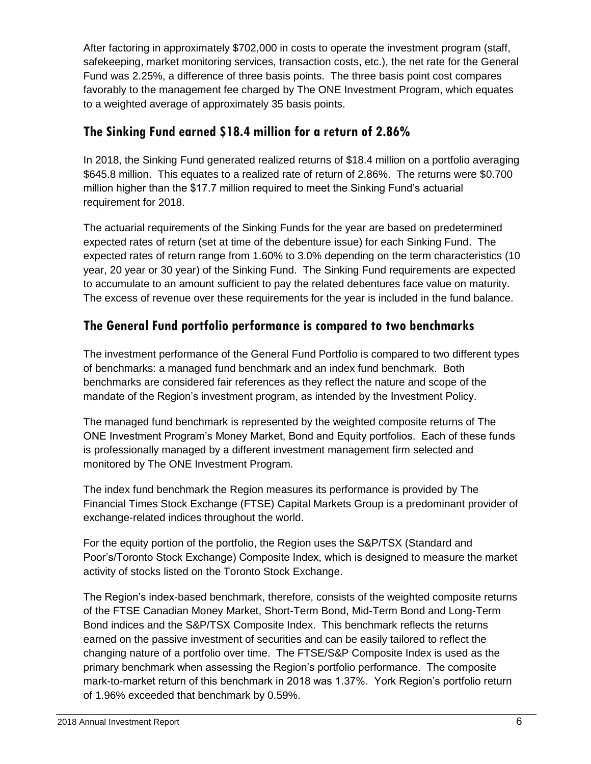After factoring in approximately $702,000 in costs to operate the investment program (staff, safekeeping, market monitoring services, transaction costs, etc.), the net rate for the General Fund was 2.25%, a difference of three basis points. The three basis point cost compares favorably to the management fee charged by The ONE Investment Program, which equates to a weighted average of approximately 35 basis points.

## The Sinking Fund earned $18.4 million for a return of 2.86%

In 2018, the Sinking Fund generated realized returns of $18.4 million on a portfolio averaging $645.8 million. This equates to a realized rate of return of 2.86%. The returns were $0.700 million higher than the $17.7 million required to meet the Sinking Fund's actuarial requirement for 2018.

The actuarial requirements of the Sinking Funds for the year are based on predetermined expected rates of return (set at time of the debenture issue) for each Sinking Fund. The expected rates of return range from 1.60% to 3.0% depending on the term characteristics (10 year, 20 year or 30 year) of the Sinking Fund. The Sinking Fund requirements are expected to accumulate to an amount sufficient to pay the related debentures face value on maturity. The excess of revenue over these requirements for the year is included in the fund balance.

## The General Fund portfolio performance is compared to two benchmarks

The investment performance of the General Fund Portfolio is compared to two different types of benchmarks: a managed fund benchmark and an index fund benchmark. Both benchmarks are considered fair references as they reflect the nature and scope of the mandate of the Region's investment program, as intended by the Investment Policy.

The managed fund benchmark is represented by the weighted composite returns of The ONE Investment Program's Money Market, Bond and Equity portfolios. Each of these funds is professionally managed by a different investment management firm selected and monitored by The ONE Investment Program.

The index fund benchmark the Region measures its performance is provided by The Financial Times Stock Exchange (FTSE) Capital Markets Group is a predominant provider of exchange-related indices throughout the world.

For the equity portion of the portfolio, the Region uses the S&P/TSX (Standard and Poor's/Toronto Stock Exchange) Composite Index, which is designed to measure the market activity of stocks listed on the Toronto Stock Exchange.

The Region's index-based benchmark, therefore, consists of the weighted composite returns of the FTSE Canadian Money Market, Short-Term Bond, Mid-Term Bond and Long-Term Bond indices and the S&P/TSX Composite Index. This benchmark reflects the returns earned on the passive investment of securities and can be easily tailored to reflect the changing nature of a portfolio over time. The FTSE/S&P Composite Index is used as the primary benchmark when assessing the Region's portfolio performance. The composite mark-to-market return of this benchmark in 2018 was 1.37%. York Region's portfolio return of 1.96% exceeded that benchmark by 0.59%.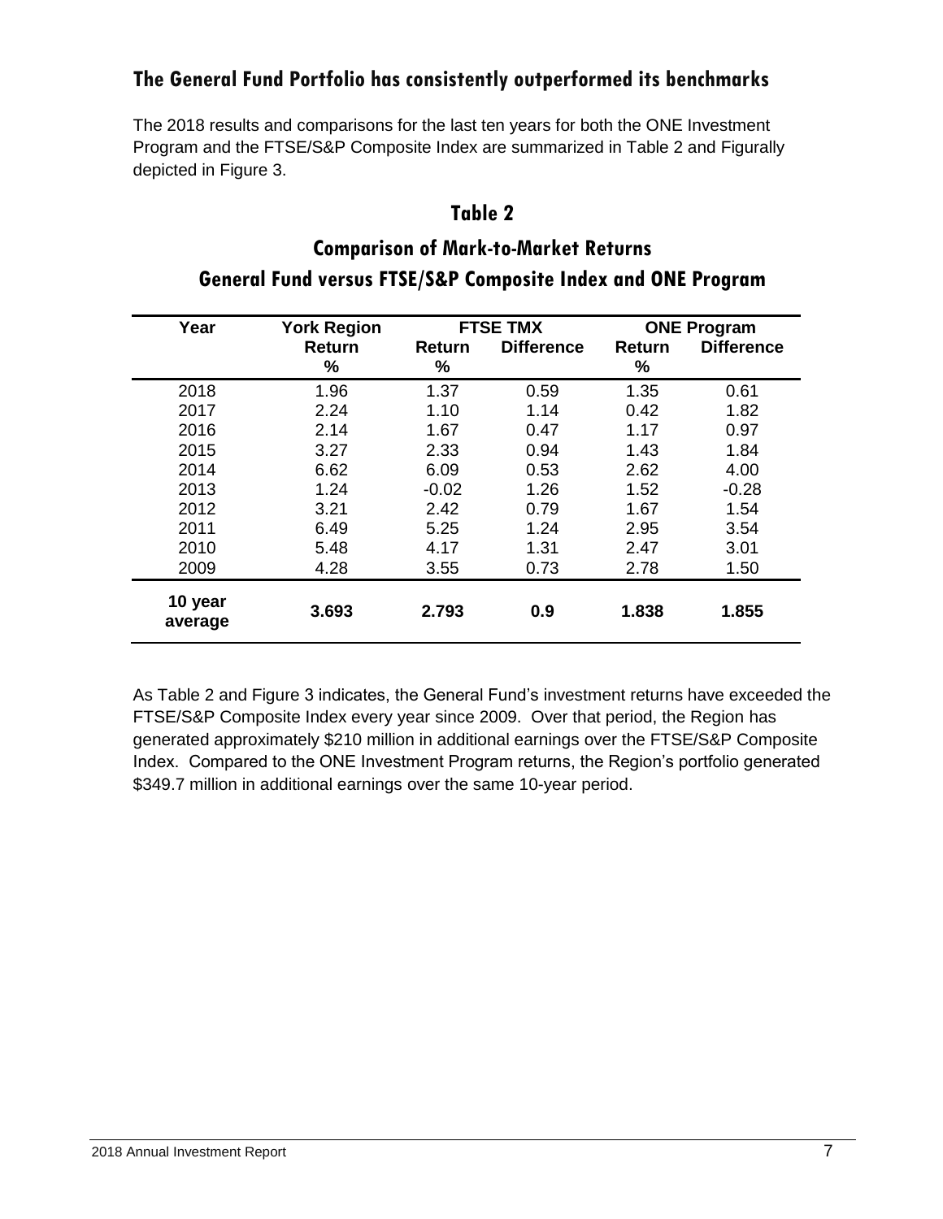## The General Fund Portfolio has consistently outperformed its benchmarks

The 2018 results and comparisons for the last ten years for both the ONE Investment Program and the FTSE/S&P Composite Index are summarized in Table 2 and Figurally depicted in Figure 3.

### Table 2

### Comparison of Mark-to-Market Returns
### General Fund versus FTSE/S&P Composite Index and ONE Program

| Year | York Region | FTSE TMX | | ONE Program | |
|---|---|---|---|---|---|
| | Return % | Return % | Difference | Return % | Difference |
| 2018 | 1.96 | 1.37 | 0.59 | 1.35 | 0.61 |
| 2017 | 2.24 | 1.10 | 1.14 | 0.42 | 1.82 |
| 2016 | 2.14 | 1.67 | 0.47 | 1.17 | 0.97 |
| 2015 | 3.27 | 2.33 | 0.94 | 1.43 | 1.84 |
| 2014 | 6.62 | 6.09 | 0.53 | 2.62 | 4.00 |
| 2013 | 1.24 | -0.02 | 1.26 | 1.52 | -0.28 |
| 2012 | 3.21 | 2.42 | 0.79 | 1.67 | 1.54 |
| 2011 | 6.49 | 5.25 | 1.24 | 2.95 | 3.54 |
| 2010 | 5.48 | 4.17 | 1.31 | 2.47 | 3.01 |
| 2009 | 4.28 | 3.55 | 0.73 | 2.78 | 1.50 |
| **10 year average** | **3.693** | **2.793** | **0.9** | **1.838** | **1.855** |

As Table 2 and Figure 3 indicates, the General Fund's investment returns have exceeded the FTSE/S&P Composite Index every year since 2009. Over that period, the Region has generated approximately $210 million in additional earnings over the FTSE/S&P Composite Index. Compared to the ONE Investment Program returns, the Region's portfolio generated $349.7 million in additional earnings over the same 10-year period.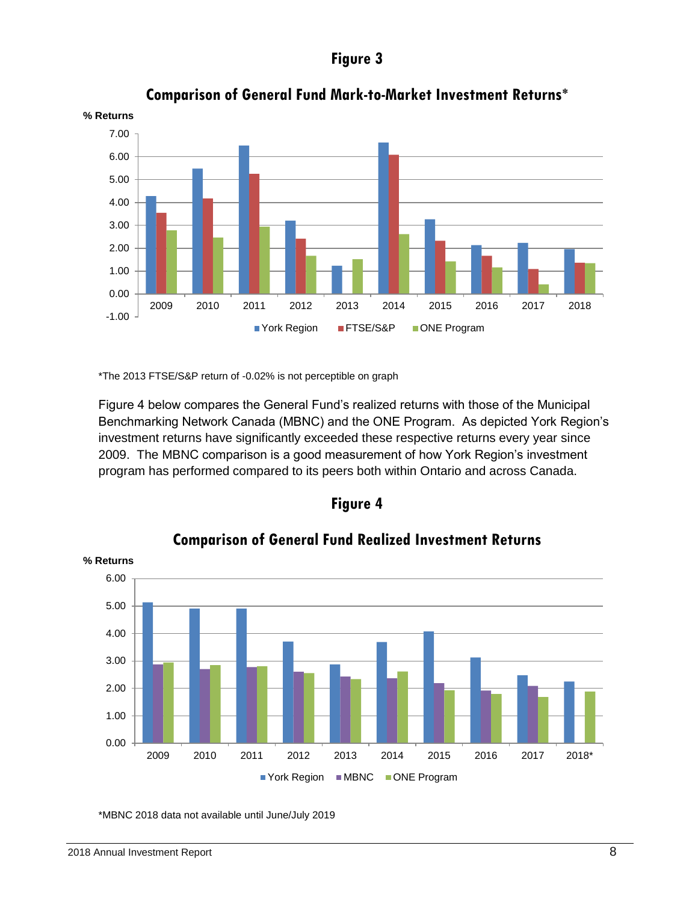## Figure 3

### Comparison of General Fund Mark-to-Market Investment Returns*

*The 2013 FTSE/S&P return of -0.02% is not perceptible on graph

Figure 4 below compares the General Fund's realized returns with those of the Municipal Benchmarking Network Canada (MBNC) and the ONE Program. As depicted York Region's investment returns have significantly exceeded these respective returns every year since 2009. The MBNC comparison is a good measurement of how York Region's investment program has performed compared to its peers both within Ontario and across Canada.

## Figure 4

### Comparison of General Fund Realized Investment Returns

*MBNC 2018 data not available until June/July 2019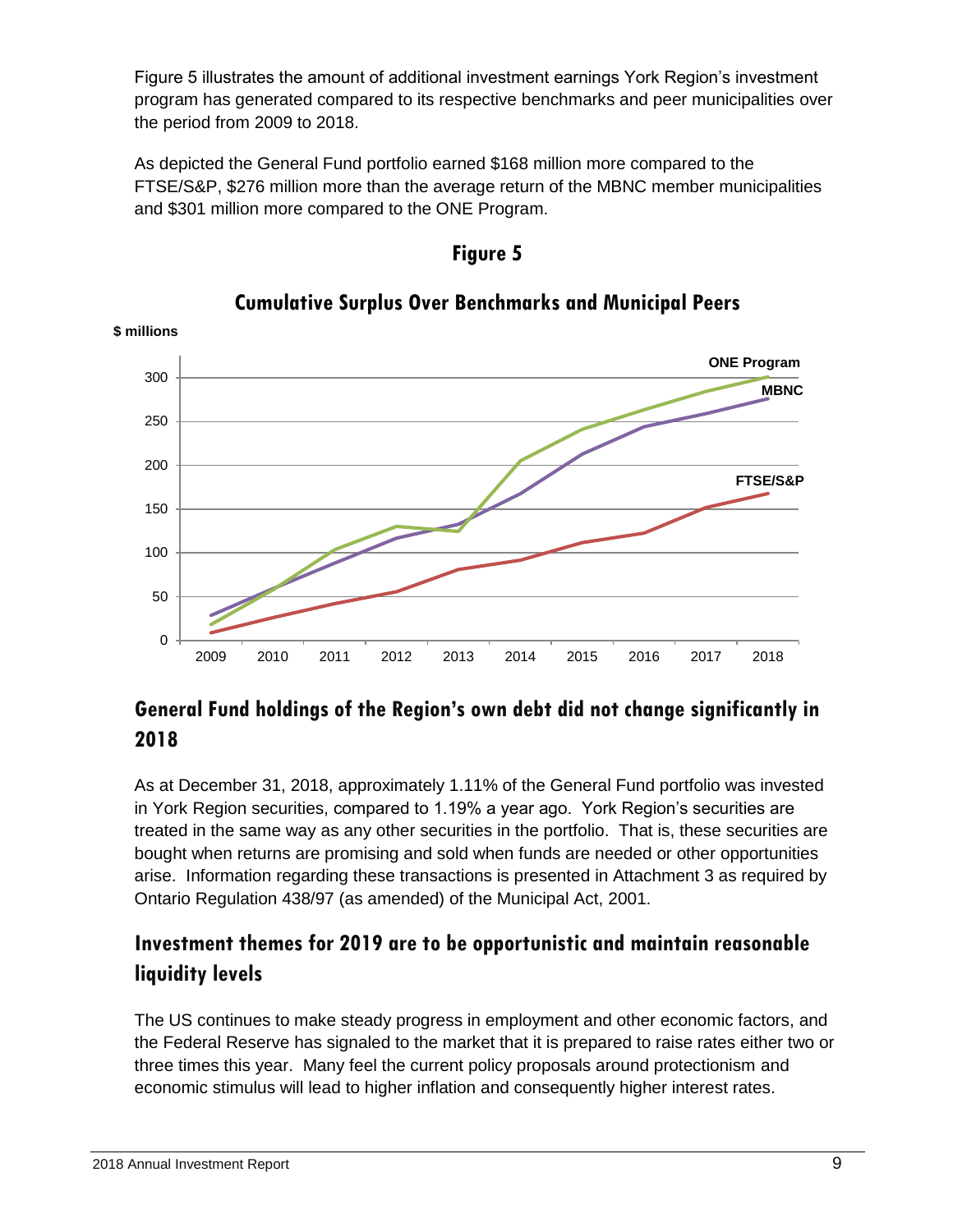Figure 5 illustrates the amount of additional investment earnings York Region's investment program has generated compared to its respective benchmarks and peer municipalities over the period from 2009 to 2018.

As depicted the General Fund portfolio earned $168 million more compared to the FTSE/S&P, $276 million more than the average return of the MBNC member municipalities and $301 million more compared to the ONE Program.

**Figure 5**

**Cumulative Surplus Over Benchmarks and Municipal Peers**

## General Fund holdings of the Region's own debt did not change significantly in 2018

As at December 31, 2018, approximately 1.11% of the General Fund portfolio was invested in York Region securities, compared to 1.19% a year ago. York Region's securities are treated in the same way as any other securities in the portfolio. That is, these securities are bought when returns are promising and sold when funds are needed or other opportunities arise. Information regarding these transactions is presented in Attachment 3 as required by Ontario Regulation 438/97 (as amended) of the Municipal Act, 2001.

## Investment themes for 2019 are to be opportunistic and maintain reasonable liquidity levels

The US continues to make steady progress in employment and other economic factors, and the Federal Reserve has signaled to the market that it is prepared to raise rates either two or three times this year. Many feel the current policy proposals around protectionism and economic stimulus will lead to higher inflation and consequently higher interest rates.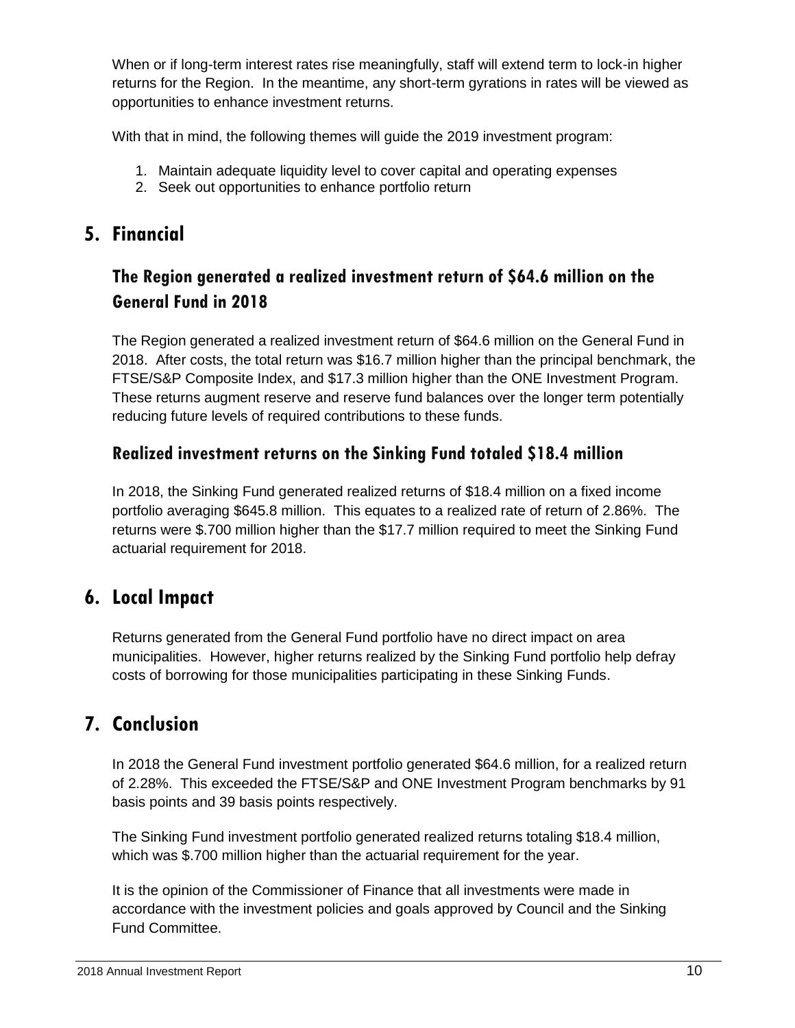When or if long-term interest rates rise meaningfully, staff will extend term to lock-in higher returns for the Region. In the meantime, any short-term gyrations in rates will be viewed as opportunities to enhance investment returns.

With that in mind, the following themes will guide the 2019 investment program:

1. Maintain adequate liquidity level to cover capital and operating expenses
2. Seek out opportunities to enhance portfolio return

## 5. Financial

### The Region generated a realized investment return of $64.6 million on the General Fund in 2018

The Region generated a realized investment return of $64.6 million on the General Fund in 2018. After costs, the total return was $16.7 million higher than the principal benchmark, the FTSE/S&P Composite Index, and $17.3 million higher than the ONE Investment Program. These returns augment reserve and reserve fund balances over the longer term potentially reducing future levels of required contributions to these funds.

### Realized investment returns on the Sinking Fund totaled $18.4 million

In 2018, the Sinking Fund generated realized returns of $18.4 million on a fixed income portfolio averaging $645.8 million. This equates to a realized rate of return of 2.86%. The returns were $.700 million higher than the $17.7 million required to meet the Sinking Fund actuarial requirement for 2018.

## 6. Local Impact

Returns generated from the General Fund portfolio have no direct impact on area municipalities. However, higher returns realized by the Sinking Fund portfolio help defray costs of borrowing for those municipalities participating in these Sinking Funds.

## 7. Conclusion

In 2018 the General Fund investment portfolio generated $64.6 million, for a realized return of 2.28%. This exceeded the FTSE/S&P and ONE Investment Program benchmarks by 91 basis points and 39 basis points respectively.

The Sinking Fund investment portfolio generated realized returns totaling $18.4 million, which was $.700 million higher than the actuarial requirement for the year.

It is the opinion of the Commissioner of Finance that all investments were made in accordance with the investment policies and goals approved by Council and the Sinking Fund Committee.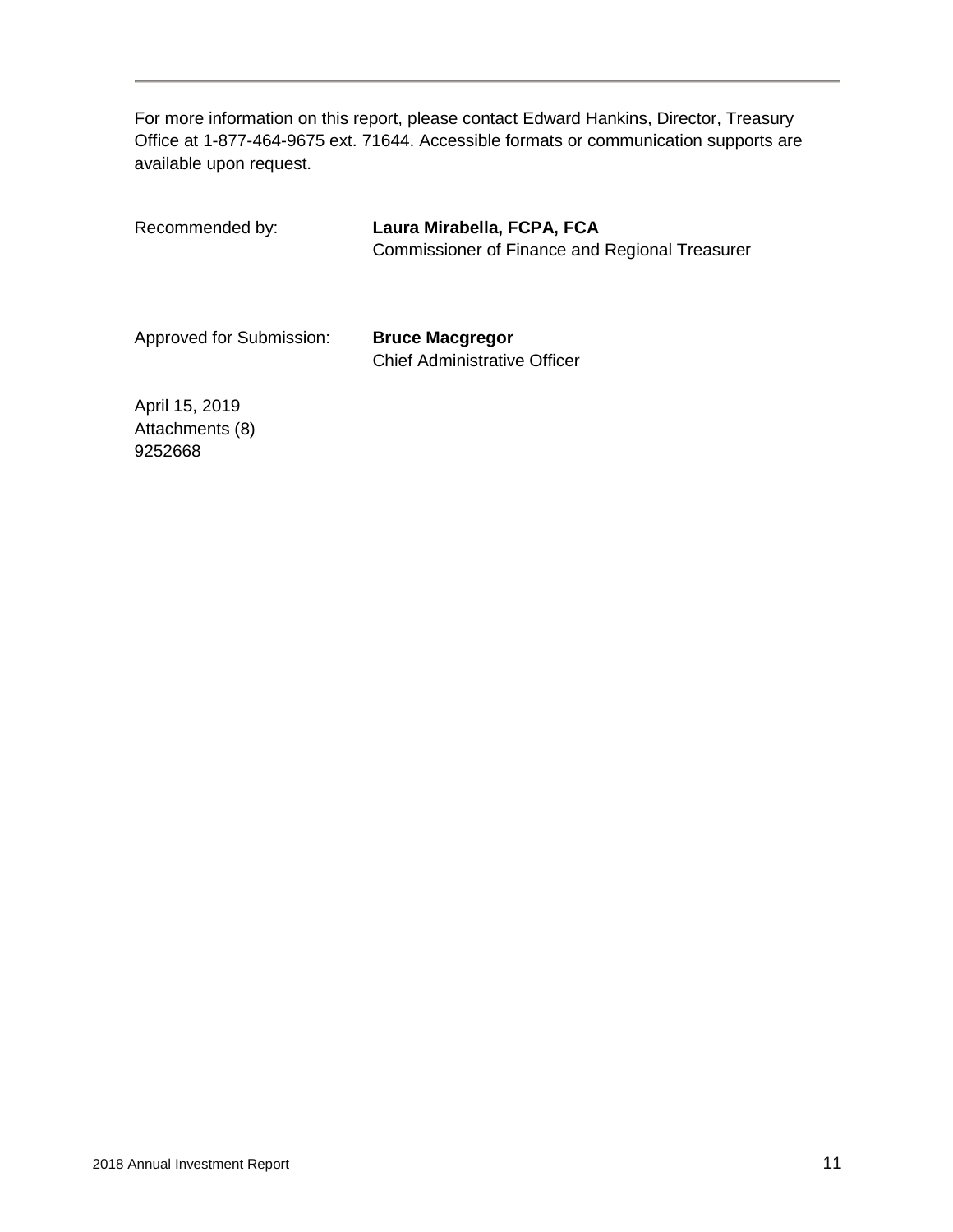For more information on this report, please contact Edward Hankins, Director, Treasury Office at 1-877-464-9675 ext. 71644. Accessible formats or communication supports are available upon request.

Recommended by: **Laura Mirabella, FCPA, FCA**
Commissioner of Finance and Regional Treasurer

Approved for Submission: **Bruce Macgregor**
Chief Administrative Officer

April 15, 2019
Attachments (8)
9252668